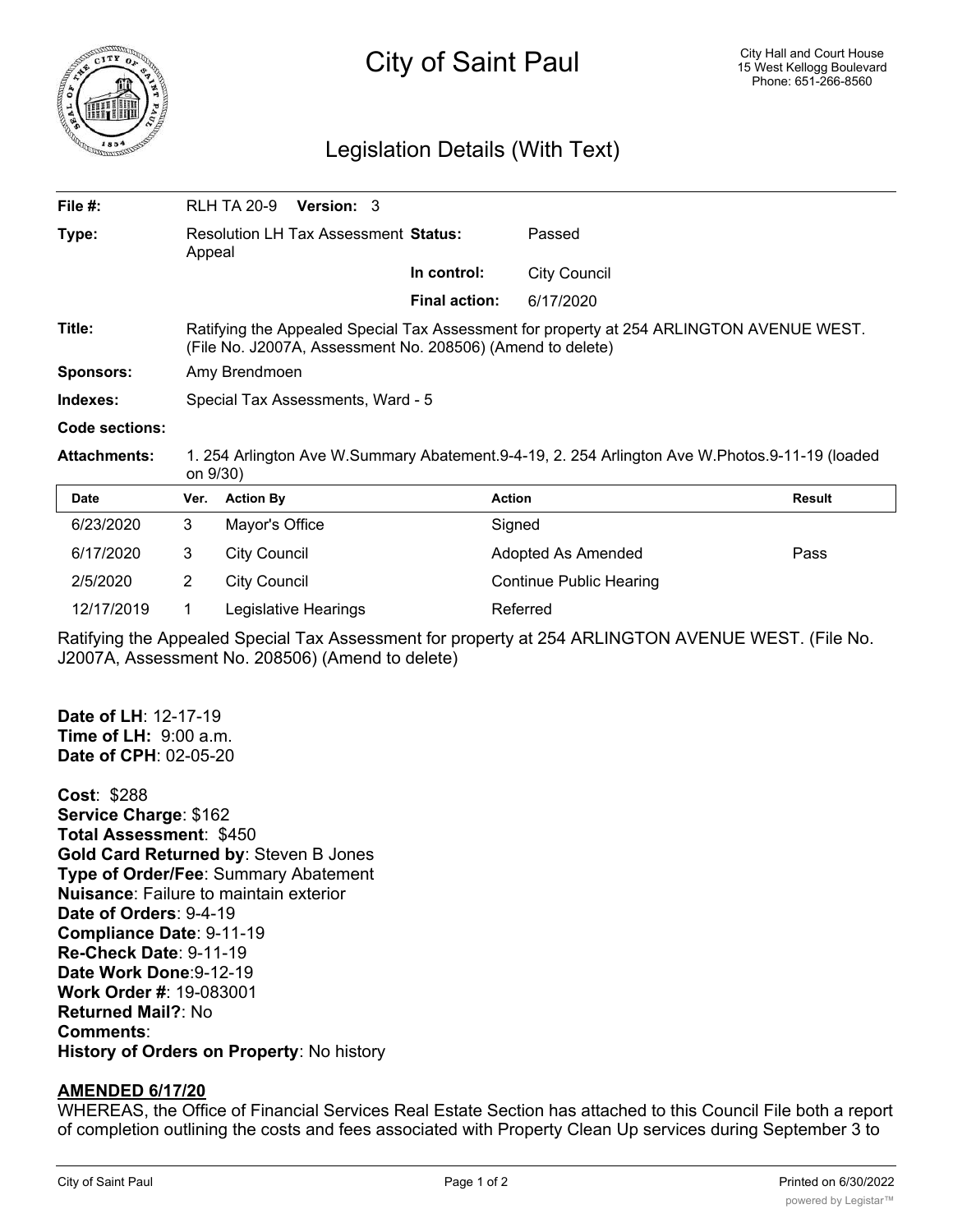# City of Saint Paul

City Hall and Court House
15 West Kellogg Boulevard
Phone: 651-266-8560

## Legislation Details (With Text)

| | | | |
|---|---|---|---|
| **File #:** | RLH TA 20-9 **Version:** 3 | | |
| **Type:** | Resolution LH Tax Assessment Appeal | **Status:** | Passed |
| | | **In control:** | City Council |
| | | **Final action:** | 6/17/2020 |
| **Title:** | Ratifying the Appealed Special Tax Assessment for property at 254 ARLINGTON AVENUE WEST. (File No. J2007A, Assessment No. 208506) (Amend to delete) | | |
| **Sponsors:** | Amy Brendmoen | | |
| **Indexes:** | Special Tax Assessments, Ward - 5 | | |
| **Code sections:** | | | |
| **Attachments:** | 1. 254 Arlington Ave W.Summary Abatement.9-4-19, 2. 254 Arlington Ave W.Photos.9-11-19 (loaded on 9/30) | | |

| Date | Ver. | Action By | Action | Result |
|---|---|---|---|---|
| 6/23/2020 | 3 | Mayor's Office | Signed | |
| 6/17/2020 | 3 | City Council | Adopted As Amended | Pass |
| 2/5/2020 | 2 | City Council | Continue Public Hearing | |
| 12/17/2019 | 1 | Legislative Hearings | Referred | |

Ratifying the Appealed Special Tax Assessment for property at 254 ARLINGTON AVENUE WEST. (File No. J2007A, Assessment No. 208506) (Amend to delete)

**Date of LH**: 12-17-19
**Time of LH:** 9:00 a.m.
**Date of CPH**: 02-05-20

**Cost**: $288
**Service Charge**: $162
**Total Assessment**: $450
**Gold Card Returned by**: Steven B Jones
**Type of Order/Fee**: Summary Abatement
**Nuisance**: Failure to maintain exterior
**Date of Orders**: 9-4-19
**Compliance Date**: 9-11-19
**Re-Check Date**: 9-11-19
**Date Work Done**:9-12-19
**Work Order #**: 19-083001
**Returned Mail?**: No
**Comments**:
**History of Orders on Property**: No history

**AMENDED 6/17/20**

WHEREAS, the Office of Financial Services Real Estate Section has attached to this Council File both a report of completion outlining the costs and fees associated with Property Clean Up services during September 3 to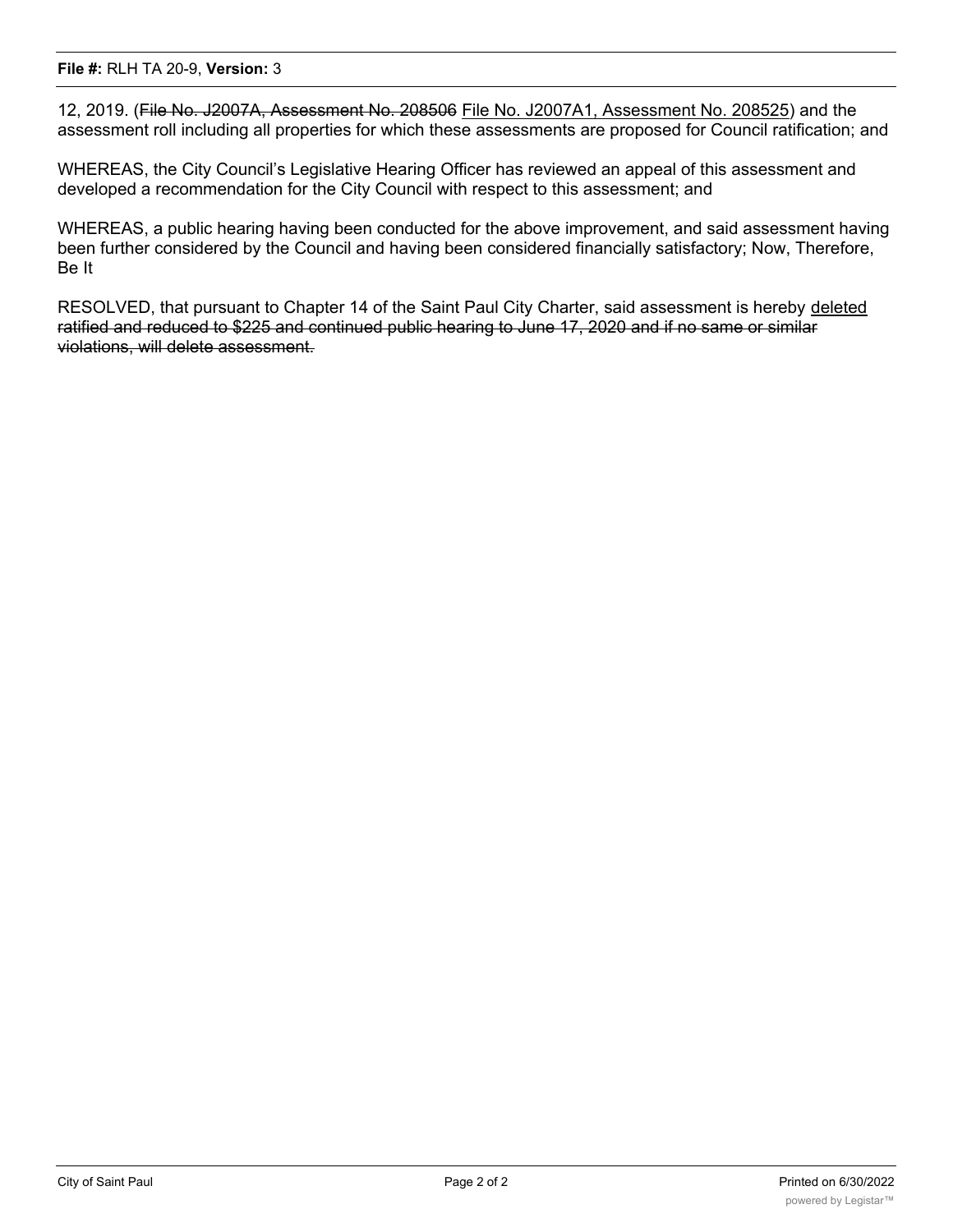12, 2019. (~~File No. J2007A, Assessment No. 208506~~ <u>File No. J2007A1, Assessment No. 208525</u>) and the assessment roll including all properties for which these assessments are proposed for Council ratification; and

WHEREAS, the City Council's Legislative Hearing Officer has reviewed an appeal of this assessment and developed a recommendation for the City Council with respect to this assessment; and

WHEREAS, a public hearing having been conducted for the above improvement, and said assessment having been further considered by the Council and having been considered financially satisfactory; Now, Therefore, Be It

RESOLVED, that pursuant to Chapter 14 of the Saint Paul City Charter, said assessment is hereby <u>deleted</u> ~~ratified and reduced to $225 and continued public hearing to June 17, 2020 and if no same or similar violations, will delete assessment.~~